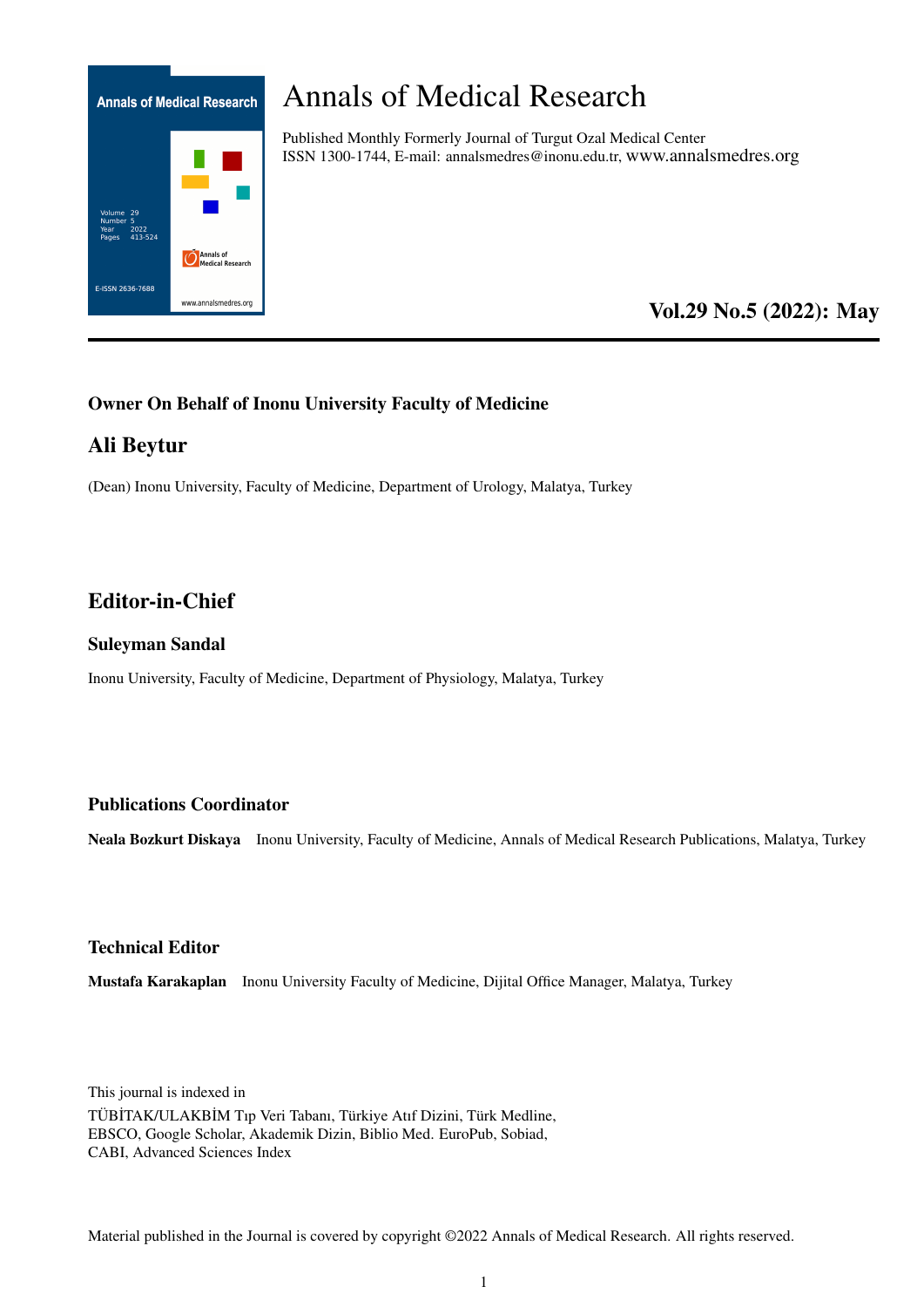# Annals of Medical Research

Published Monthly Formerly Journal of Turgut Ozal Medical Center
ISSN 1300-1744, E-mail: annalsmedres@inonu.edu.tr, www.annalsmedres.org

**Vol.29 No.5 (2022): May**

---

### Owner On Behalf of Inonu University Faculty of Medicine

## Ali Beytur

(Dean) Inonu University, Faculty of Medicine, Department of Urology, Malatya, Turkey

## Editor-in-Chief

### Suleyman Sandal

Inonu University, Faculty of Medicine, Department of Physiology, Malatya, Turkey

### Publications Coordinator

**Neala Bozkurt Diskaya** Inonu University, Faculty of Medicine, Annals of Medical Research Publications, Malatya, Turkey

### Technical Editor

**Mustafa Karakaplan** Inonu University Faculty of Medicine, Dijital Office Manager, Malatya, Turkey

This journal is indexed in
TÜBİTAK/ULAKBİM Tıp Veri Tabanı, Türkiye Atıf Dizini, Türk Medline,
EBSCO, Google Scholar, Akademik Dizin, Biblio Med. EuroPub, Sobiad,
CABI, Advanced Sciences Index

Material published in the Journal is covered by copyright ©2022 Annals of Medical Research. All rights reserved.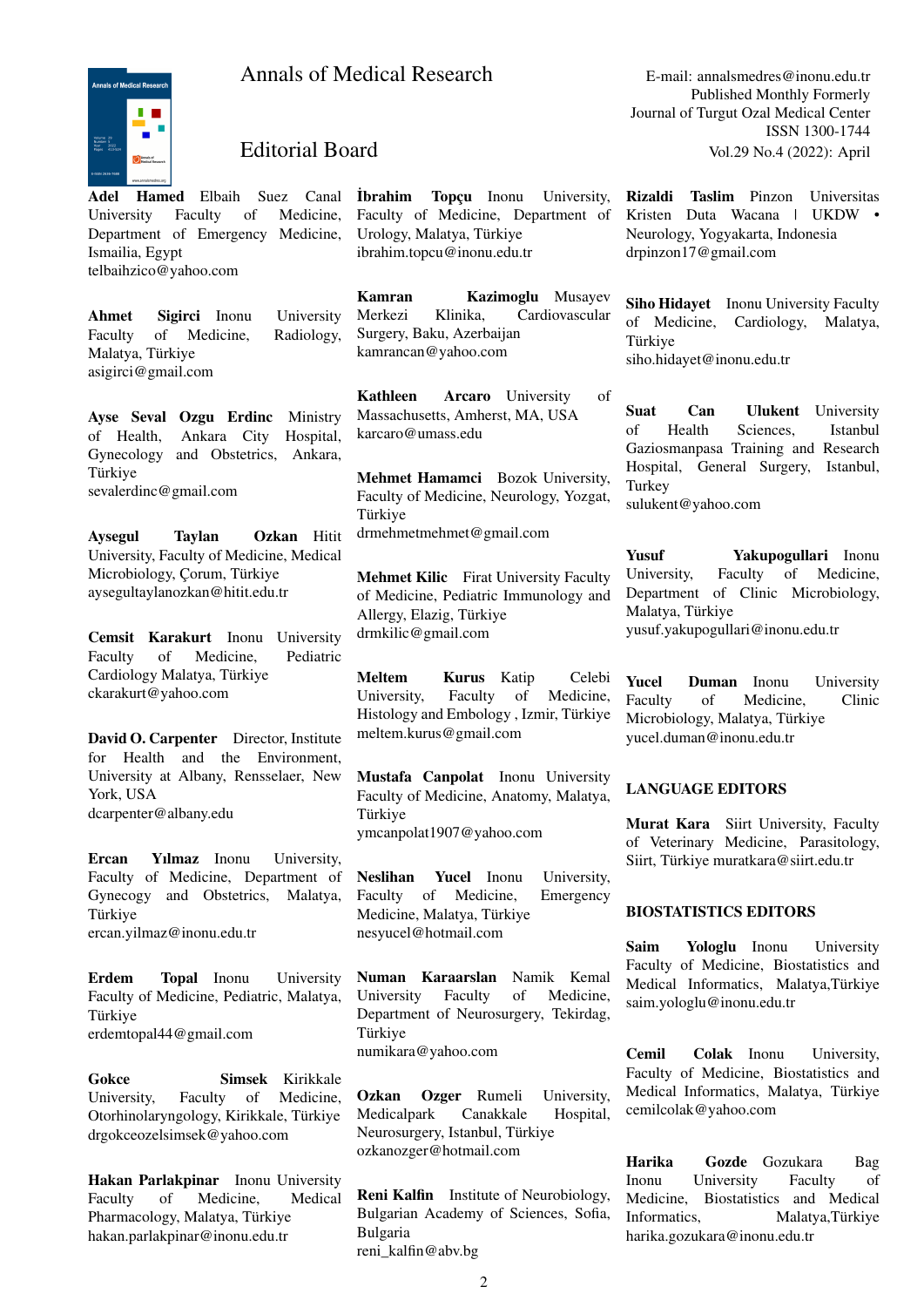# Annals of Medical Research

E-mail: annalsmedres@inonu.edu.tr
Published Monthly Formerly
Journal of Turgut Ozal Medical Center
ISSN 1300-1744
Vol.29 No.4 (2022): April

## Editorial Board

**Adel Hamed** Elbaih Suez Canal University Faculty of Medicine, Department of Emergency Medicine, Ismailia, Egypt
telbaihzico@yahoo.com

**Ahmet Sigirci** Inonu University Faculty of Medicine, Radiology, Malatya, Türkiye
asigirci@gmail.com

**Ayse Seval Ozgu Erdinc** Ministry of Health, Ankara City Hospital, Gynecology and Obstetrics, Ankara, Türkiye
sevalerdinc@gmail.com

**Aysegul Taylan Ozkan** Hitit University, Faculty of Medicine, Medical Microbiology, Çorum, Türkiye
aysegultaylanozkan@hitit.edu.tr

**Cemsit Karakurt** Inonu University Faculty of Medicine, Pediatric Cardiology Malatya, Türkiye
ckarakurt@yahoo.com

**David O. Carpenter** Director, Institute for Health and the Environment, University at Albany, Rensselaer, New York, USA
dcarpenter@albany.edu

**Ercan Yılmaz** Inonu University, Faculty of Medicine, Department of Gynecogy and Obstetrics, Malatya, Türkiye
ercan.yilmaz@inonu.edu.tr

**Erdem Topal** Inonu University Faculty of Medicine, Pediatric, Malatya, Türkiye
erdemtopal44@gmail.com

**Gokce Simsek** Kirikkale University, Faculty of Medicine, Otorhinolaryngology, Kirikkale, Türkiye
drgokceozelsimsek@yahoo.com

**Hakan Parlakpinar** Inonu University Faculty of Medicine, Medical Pharmacology, Malatya, Türkiye
hakan.parlakpinar@inonu.edu.tr

**İbrahim Topçu** Inonu University, Faculty of Medicine, Department of Urology, Malatya, Türkiye
ibrahim.topcu@inonu.edu.tr

**Kamran Kazimoglu** Musayev Merkezi Klinika, Cardiovascular Surgery, Baku, Azerbaijan
kamrancan@yahoo.com

**Kathleen Arcaro** University of Massachusetts, Amherst, MA, USA
karcaro@umass.edu

**Mehmet Hamamci** Bozok University, Faculty of Medicine, Neurology, Yozgat, Türkiye
drmehmetmehmet@gmail.com

**Mehmet Kilic** Firat University Faculty of Medicine, Pediatric Immunology and Allergy, Elazig, Türkiye
drmkilic@gmail.com

**Meltem Kurus** Katip Celebi University, Faculty of Medicine, Histology and Embology , Izmir, Türkiye
meltem.kurus@gmail.com

**Mustafa Canpolat** Inonu University Faculty of Medicine, Anatomy, Malatya, Türkiye
ymcanpolat1907@yahoo.com

**Neslihan Yucel** Inonu University, Faculty of Medicine, Emergency Medicine, Malatya, Türkiye
nesyucel@hotmail.com

**Numan Karaarslan** Namik Kemal University Faculty of Medicine, Department of Neurosurgery, Tekirdag, Türkiye
numikara@yahoo.com

**Ozkan Ozger** Rumeli University, Medicalpark Canakkale Hospital, Neurosurgery, Istanbul, Türkiye
ozkanozger@hotmail.com

**Reni Kalfin** Institute of Neurobiology, Bulgarian Academy of Sciences, Sofia, Bulgaria
reni_kalfin@abv.bg

**Rizaldi Taslim** Pinzon Universitas Kristen Duta Wacana | UKDW • Neurology, Yogyakarta, Indonesia
drpinzon17@gmail.com

**Siho Hidayet** Inonu University Faculty of Medicine, Cardiology, Malatya, Türkiye
siho.hidayet@inonu.edu.tr

**Suat Can Ulukent** University of Health Sciences, Istanbul Gaziosmanpasa Training and Research Hospital, General Surgery, Istanbul, Turkey
sulukent@yahoo.com

**Yusuf Yakupogullari** Inonu University, Faculty of Medicine, Department of Clinic Microbiology, Malatya, Türkiye
yusuf.yakupogullari@inonu.edu.tr

**Yucel Duman** Inonu University Faculty of Medicine, Clinic Microbiology, Malatya, Türkiye
yucel.duman@inonu.edu.tr

### LANGUAGE EDITORS

**Murat Kara** Siirt University, Faculty of Veterinary Medicine, Parasitology, Siirt, Türkiye muratkara@siirt.edu.tr

### BIOSTATISTICS EDITORS

**Saim Yologlu** Inonu University Faculty of Medicine, Biostatistics and Medical Informatics, Malatya,Türkiye
saim.yologlu@inonu.edu.tr

**Cemil Colak** Inonu University, Faculty of Medicine, Biostatistics and Medical Informatics, Malatya, Türkiye
cemilcolak@yahoo.com

**Harika Gozde** Gozukara Bag Inonu University Faculty of Medicine, Biostatistics and Medical Informatics, Malatya,Türkiye
harika.gozukara@inonu.edu.tr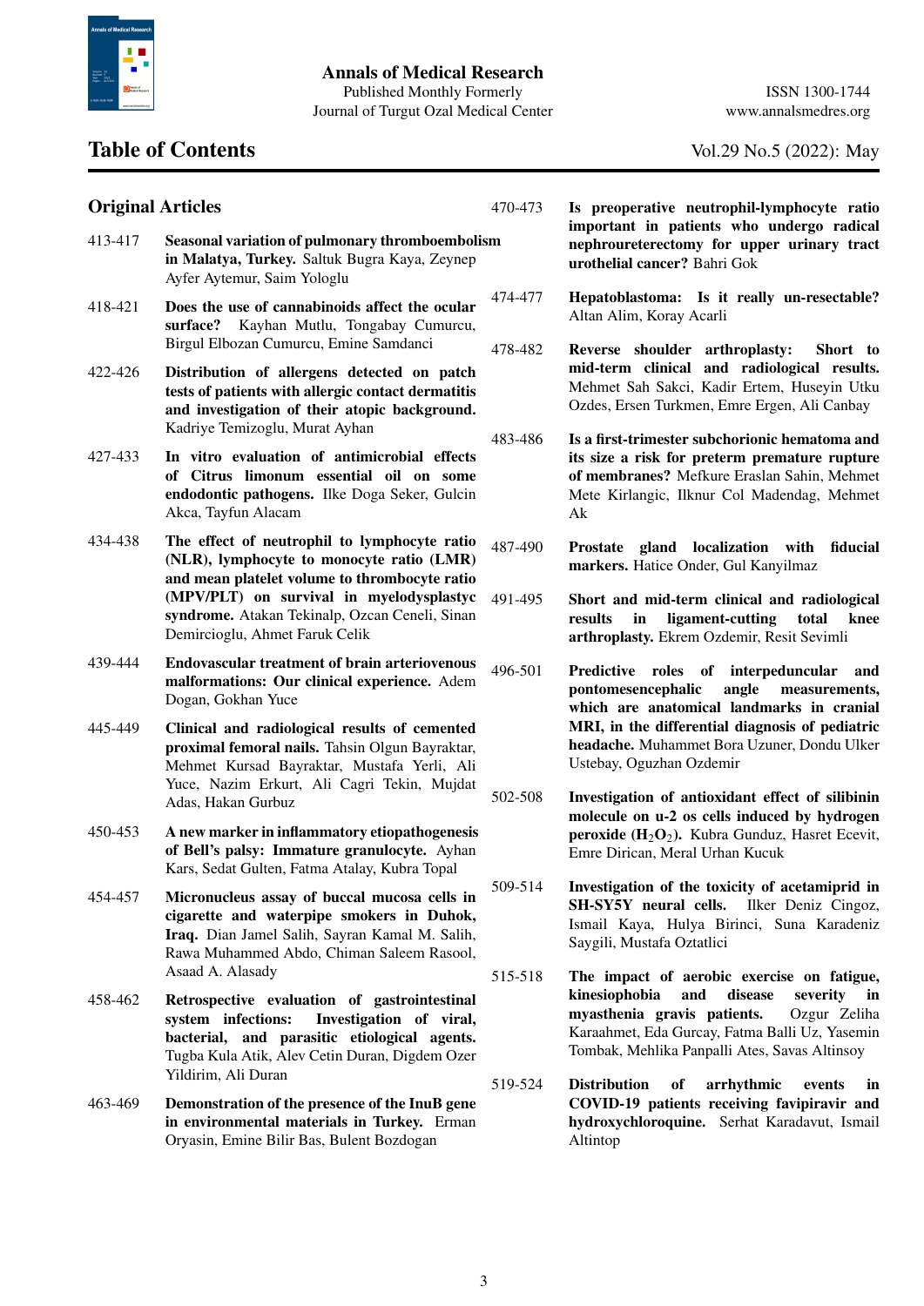# Annals of Medical Research

Published Monthly Formerly
Journal of Turgut Ozal Medical Center

ISSN 1300-1744
www.annalsmedres.org

## Table of Contents

Vol.29 No.5 (2022): May

### Original Articles

413-417 **Seasonal variation of pulmonary thromboembolism in Malatya, Turkey.** Saltuk Bugra Kaya, Zeynep Ayfer Aytemur, Saim Yologlu

418-421 **Does the use of cannabinoids affect the ocular surface?** Kayhan Mutlu, Tongabay Cumurcu, Birgul Elbozan Cumurcu, Emine Samdanci

422-426 **Distribution of allergens detected on patch tests of patients with allergic contact dermatitis and investigation of their atopic background.** Kadriye Temizoglu, Murat Ayhan

427-433 **In vitro evaluation of antimicrobial effects of Citrus limonum essential oil on some endodontic pathogens.** Ilke Doga Seker, Gulcin Akca, Tayfun Alacam

434-438 **The effect of neutrophil to lymphocyte ratio (NLR), lymphocyte to monocyte ratio (LMR) and mean platelet volume to thrombocyte ratio (MPV/PLT) on survival in myelodysplastyc syndrome.** Atakan Tekinalp, Ozcan Ceneli, Sinan Demircioglu, Ahmet Faruk Celik

439-444 **Endovascular treatment of brain arteriovenous malformations: Our clinical experience.** Adem Dogan, Gokhan Yuce

445-449 **Clinical and radiological results of cemented proximal femoral nails.** Tahsin Olgun Bayraktar, Mehmet Kursad Bayraktar, Mustafa Yerli, Ali Yuce, Nazim Erkurt, Ali Cagri Tekin, Mujdat Adas, Hakan Gurbuz

450-453 **A new marker in inflammatory etiopathogenesis of Bell's palsy: Immature granulocyte.** Ayhan Kars, Sedat Gulten, Fatma Atalay, Kubra Topal

454-457 **Micronucleus assay of buccal mucosa cells in cigarette and waterpipe smokers in Duhok, Iraq.** Dian Jamel Salih, Sayran Kamal M. Salih, Rawa Muhammed Abdo, Chiman Saleem Rasool, Asaad A. Alasady

458-462 **Retrospective evaluation of gastrointestinal system infections: Investigation of viral, bacterial, and parasitic etiological agents.** Tugba Kula Atik, Alev Cetin Duran, Digdem Ozer Yildirim, Ali Duran

463-469 **Demonstration of the presence of the InuB gene in environmental materials in Turkey.** Erman Oryasin, Emine Bilir Bas, Bulent Bozdogan

470-473 **Is preoperative neutrophil-lymphocyte ratio important in patients who undergo radical nephroureterectomy for upper urinary tract urothelial cancer?** Bahri Gok

474-477 **Hepatoblastoma: Is it really un-resectable?** Altan Alim, Koray Acarli

478-482 **Reverse shoulder arthroplasty: Short to mid-term clinical and radiological results.** Mehmet Sah Sakci, Kadir Ertem, Huseyin Utku Ozdes, Ersen Turkmen, Emre Ergen, Ali Canbay

483-486 **Is a first-trimester subchorionic hematoma and its size a risk for preterm premature rupture of membranes?** Mefkure Eraslan Sahin, Mehmet Mete Kirlangic, Ilknur Col Madendag, Mehmet Ak

487-490 **Prostate gland localization with fiducial markers.** Hatice Onder, Gul Kanyilmaz

491-495 **Short and mid-term clinical and radiological results in ligament-cutting total knee arthroplasty.** Ekrem Ozdemir, Resit Sevimli

496-501 **Predictive roles of interpeduncular and pontomesencephalic angle measurements, which are anatomical landmarks in cranial MRI, in the differential diagnosis of pediatric headache.** Muhammet Bora Uzuner, Dondu Ulker Ustebay, Oguzhan Ozdemir

502-508 **Investigation of antioxidant effect of silibinin molecule on u-2 os cells induced by hydrogen peroxide ($H_2O_2$).** Kubra Gunduz, Hasret Ecevit, Emre Dirican, Meral Urhan Kucuk

509-514 **Investigation of the toxicity of acetamiprid in SH-SY5Y neural cells.** Ilker Deniz Cingoz, Ismail Kaya, Hulya Birinci, Suna Karadeniz Saygili, Mustafa Oztatlici

515-518 **The impact of aerobic exercise on fatigue, kinesiophobia and disease severity in myasthenia gravis patients.** Ozgur Zeliha Karaahmet, Eda Gurcay, Fatma Balli Uz, Yasemin Tombak, Mehlika Panpalli Ates, Savas Altinsoy

519-524 **Distribution of arrhythmic events in COVID-19 patients receiving favipiravir and hydroxychloroquine.** Serhat Karadavut, Ismail Altintop